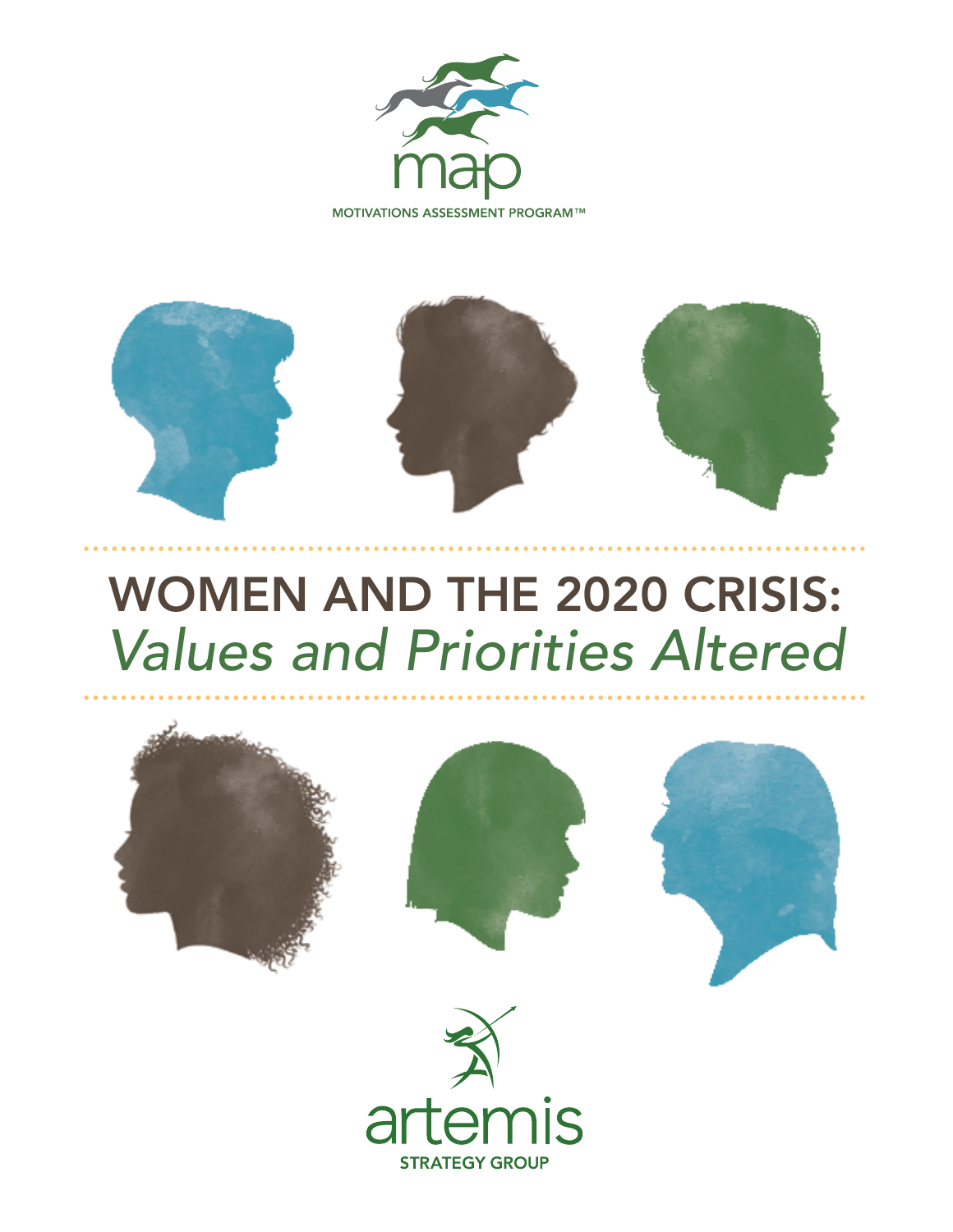map

MOTIVATIONS ASSESSMENT PROGRAM™

# WOMEN AND THE 2020 CRISIS: *Values and Priorities Altered*

artemis

STRATEGY GROUP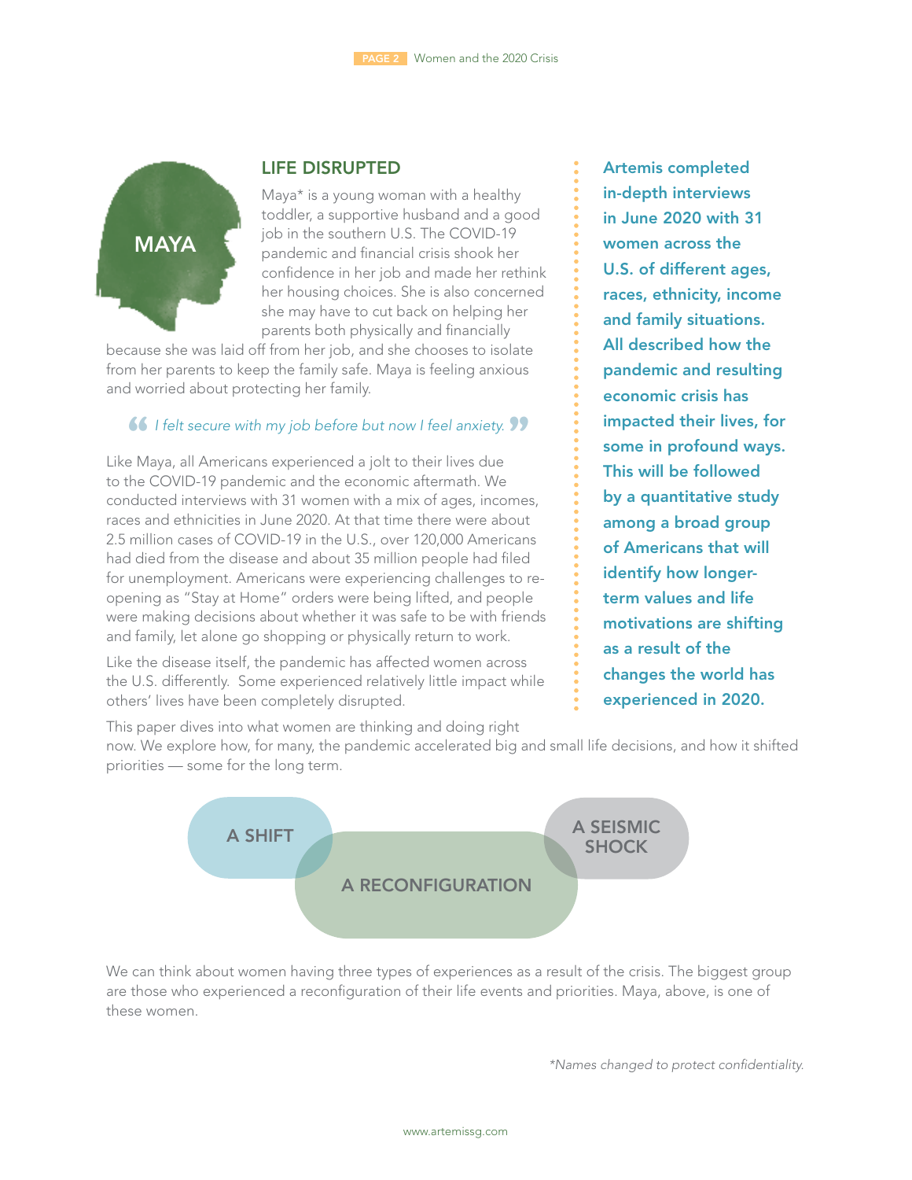## LIFE DISRUPTED

MAYA

Maya* is a young woman with a healthy toddler, a supportive husband and a good job in the southern U.S. The COVID-19 pandemic and financial crisis shook her confidence in her job and made her rethink her housing choices. She is also concerned she may have to cut back on helping her parents both physically and financially because she was laid off from her job, and she chooses to isolate from her parents to keep the family safe. Maya is feeling anxious and worried about protecting her family.

> *I felt secure with my job before but now I feel anxiety.*

Like Maya, all Americans experienced a jolt to their lives due to the COVID-19 pandemic and the economic aftermath. We conducted interviews with 31 women with a mix of ages, incomes, races and ethnicities in June 2020. At that time there were about 2.5 million cases of COVID-19 in the U.S., over 120,000 Americans had died from the disease and about 35 million people had filed for unemployment. Americans were experiencing challenges to re-opening as "Stay at Home" orders were being lifted, and people were making decisions about whether it was safe to be with friends and family, let alone go shopping or physically return to work.

Like the disease itself, the pandemic has affected women across the U.S. differently. Some experienced relatively little impact while others' lives have been completely disrupted.

**Artemis completed in-depth interviews in June 2020 with 31 women across the U.S. of different ages, races, ethnicity, income and family situations. All described how the pandemic and resulting economic crisis has impacted their lives, for some in profound ways. This will be followed by a quantitative study among a broad group of Americans that will identify how longer-term values and life motivations are shifting as a result of the changes the world has experienced in 2020.**

This paper dives into what women are thinking and doing right now. We explore how, for many, the pandemic accelerated big and small life decisions, and how it shifted priorities — some for the long term.

A SHIFT — A RECONFIGURATION — A SEISMIC SHOCK

We can think about women having three types of experiences as a result of the crisis. The biggest group are those who experienced a reconfiguration of their life events and priorities. Maya, above, is one of these women.

*Names changed to protect confidentiality.*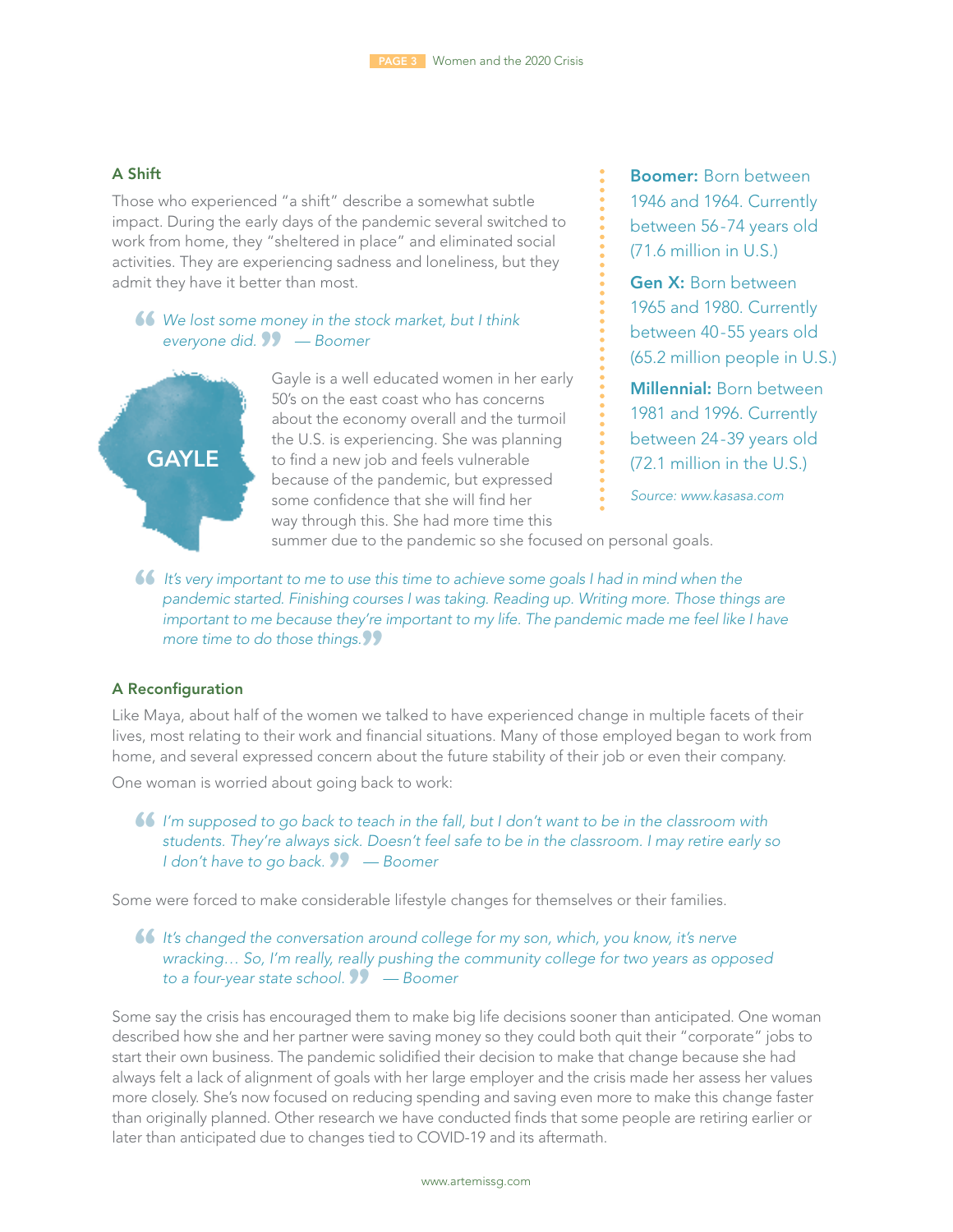### A Shift

Those who experienced "a shift" describe a somewhat subtle impact. During the early days of the pandemic several switched to work from home, they "sheltered in place" and eliminated social activities. They are experiencing sadness and loneliness, but they admit they have it better than most.

> *We lost some money in the stock market, but I think everyone did.* — Boomer

**GAYLE**

Gayle is a well educated women in her early 50's on the east coast who has concerns about the economy overall and the turmoil the U.S. is experiencing. She was planning to find a new job and feels vulnerable because of the pandemic, but expressed some confidence that she will find her way through this. She had more time this summer due to the pandemic so she focused on personal goals.

> *It's very important to me to use this time to achieve some goals I had in mind when the pandemic started. Finishing courses I was taking. Reading up. Writing more. Those things are important to me because they're important to my life. The pandemic made me feel like I have more time to do those things.*

**Boomer:** Born between 1946 and 1964. Currently between 56-74 years old (71.6 million in U.S.)

**Gen X:** Born between 1965 and 1980. Currently between 40-55 years old (65.2 million people in U.S.)

**Millennial:** Born between 1981 and 1996. Currently between 24-39 years old (72.1 million in the U.S.)

*Source: www.kasasa.com*

### A Reconfiguration

Like Maya, about half of the women we talked to have experienced change in multiple facets of their lives, most relating to their work and financial situations. Many of those employed began to work from home, and several expressed concern about the future stability of their job or even their company.

One woman is worried about going back to work:

> *I'm supposed to go back to teach in the fall, but I don't want to be in the classroom with students. They're always sick. Doesn't feel safe to be in the classroom. I may retire early so I don't have to go back.* — Boomer

Some were forced to make considerable lifestyle changes for themselves or their families.

> *It's changed the conversation around college for my son, which, you know, it's nerve wracking… So, I'm really, really pushing the community college for two years as opposed to a four-year state school.* — Boomer

Some say the crisis has encouraged them to make big life decisions sooner than anticipated. One woman described how she and her partner were saving money so they could both quit their "corporate" jobs to start their own business. The pandemic solidified their decision to make that change because she had always felt a lack of alignment of goals with her large employer and the crisis made her assess her values more closely. She's now focused on reducing spending and saving even more to make this change faster than originally planned. Other research we have conducted finds that some people are retiring earlier or later than anticipated due to changes tied to COVID-19 and its aftermath.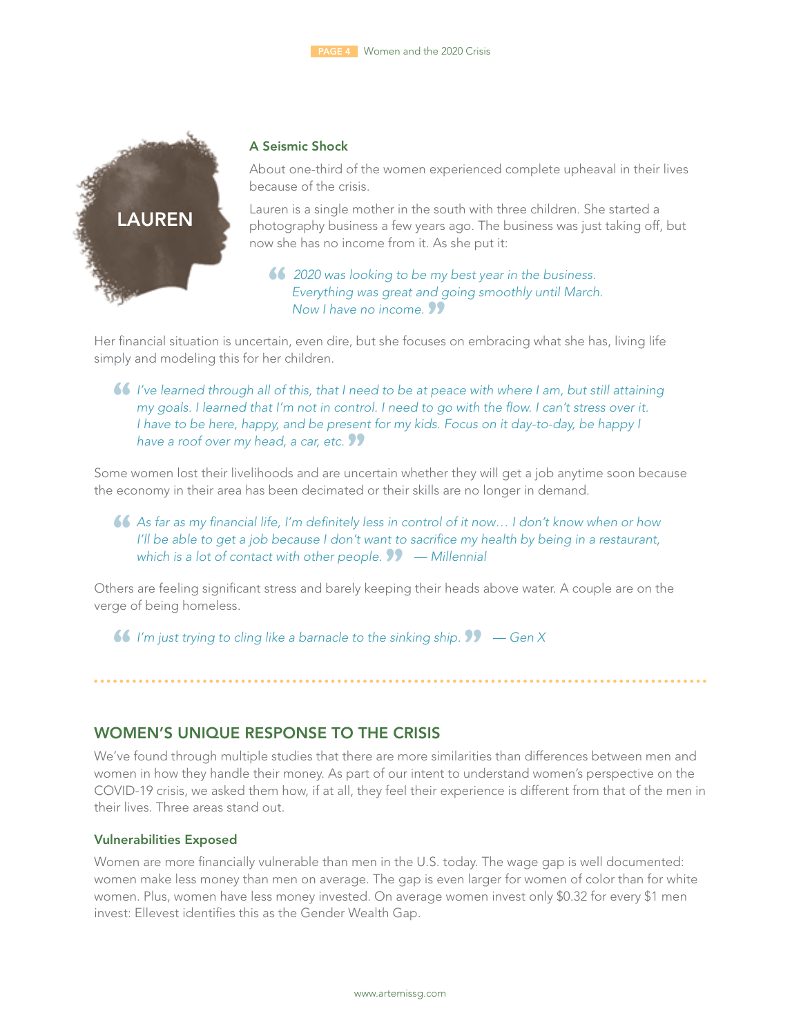LAUREN

### A Seismic Shock

About one-third of the women experienced complete upheaval in their lives because of the crisis.

Lauren is a single mother in the south with three children. She started a photography business a few years ago. The business was just taking off, but now she has no income from it. As she put it:

> *2020 was looking to be my best year in the business. Everything was great and going smoothly until March. Now I have no income.*

Her financial situation is uncertain, even dire, but she focuses on embracing what she has, living life simply and modeling this for her children.

> *I've learned through all of this, that I need to be at peace with where I am, but still attaining my goals. I learned that I'm not in control. I need to go with the flow. I can't stress over it. I have to be here, happy, and be present for my kids. Focus on it day-to-day, be happy I have a roof over my head, a car, etc.*

Some women lost their livelihoods and are uncertain whether they will get a job anytime soon because the economy in their area has been decimated or their skills are no longer in demand.

> *As far as my financial life, I'm definitely less in control of it now… I don't know when or how I'll be able to get a job because I don't want to sacrifice my health by being in a restaurant, which is a lot of contact with other people.* — Millennial

Others are feeling significant stress and barely keeping their heads above water. A couple are on the verge of being homeless.

> *I'm just trying to cling like a barnacle to the sinking ship.* — Gen X

## WOMEN'S UNIQUE RESPONSE TO THE CRISIS

We've found through multiple studies that there are more similarities than differences between men and women in how they handle their money. As part of our intent to understand women's perspective on the COVID-19 crisis, we asked them how, if at all, they feel their experience is different from that of the men in their lives. Three areas stand out.

### Vulnerabilities Exposed

Women are more financially vulnerable than men in the U.S. today. The wage gap is well documented: women make less money than men on average. The gap is even larger for women of color than for white women. Plus, women have less money invested. On average women invest only $0.32 for every $1 men invest: Ellevest identifies this as the Gender Wealth Gap.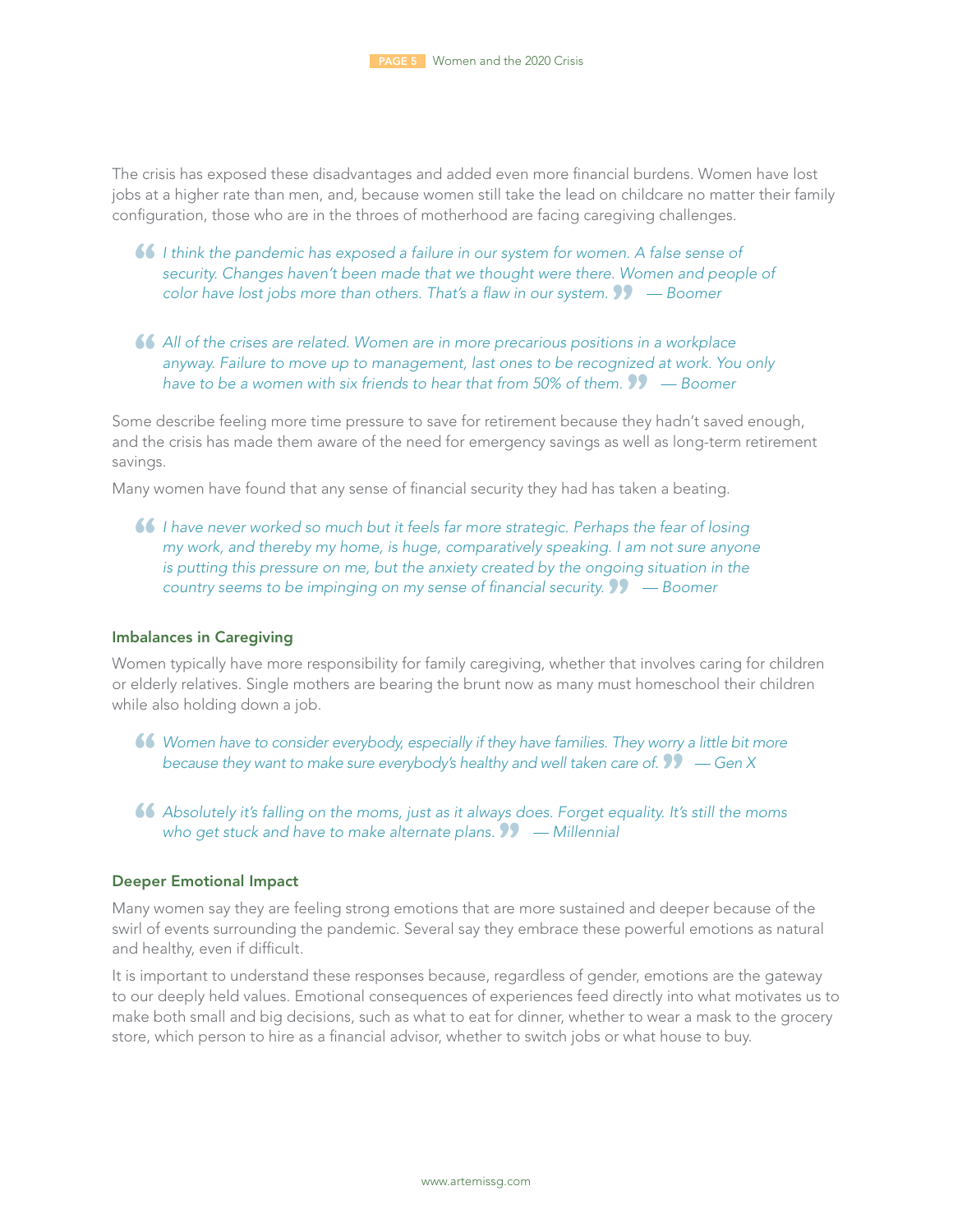The crisis has exposed these disadvantages and added even more financial burdens. Women have lost jobs at a higher rate than men, and, because women still take the lead on childcare no matter their family configuration, those who are in the throes of motherhood are facing caregiving challenges.

> *I think the pandemic has exposed a failure in our system for women. A false sense of security. Changes haven't been made that we thought were there. Women and people of color have lost jobs more than others. That's a flaw in our system.* — Boomer

> *All of the crises are related. Women are in more precarious positions in a workplace anyway. Failure to move up to management, last ones to be recognized at work. You only have to be a women with six friends to hear that from 50% of them.* — Boomer

Some describe feeling more time pressure to save for retirement because they hadn't saved enough, and the crisis has made them aware of the need for emergency savings as well as long-term retirement savings.

Many women have found that any sense of financial security they had has taken a beating.

> *I have never worked so much but it feels far more strategic. Perhaps the fear of losing my work, and thereby my home, is huge, comparatively speaking. I am not sure anyone is putting this pressure on me, but the anxiety created by the ongoing situation in the country seems to be impinging on my sense of financial security.* — Boomer

### Imbalances in Caregiving

Women typically have more responsibility for family caregiving, whether that involves caring for children or elderly relatives. Single mothers are bearing the brunt now as many must homeschool their children while also holding down a job.

> *Women have to consider everybody, especially if they have families. They worry a little bit more because they want to make sure everybody's healthy and well taken care of.* — Gen X

> *Absolutely it's falling on the moms, just as it always does. Forget equality. It's still the moms who get stuck and have to make alternate plans.* — Millennial

### Deeper Emotional Impact

Many women say they are feeling strong emotions that are more sustained and deeper because of the swirl of events surrounding the pandemic. Several say they embrace these powerful emotions as natural and healthy, even if difficult.

It is important to understand these responses because, regardless of gender, emotions are the gateway to our deeply held values. Emotional consequences of experiences feed directly into what motivates us to make both small and big decisions, such as what to eat for dinner, whether to wear a mask to the grocery store, which person to hire as a financial advisor, whether to switch jobs or what house to buy.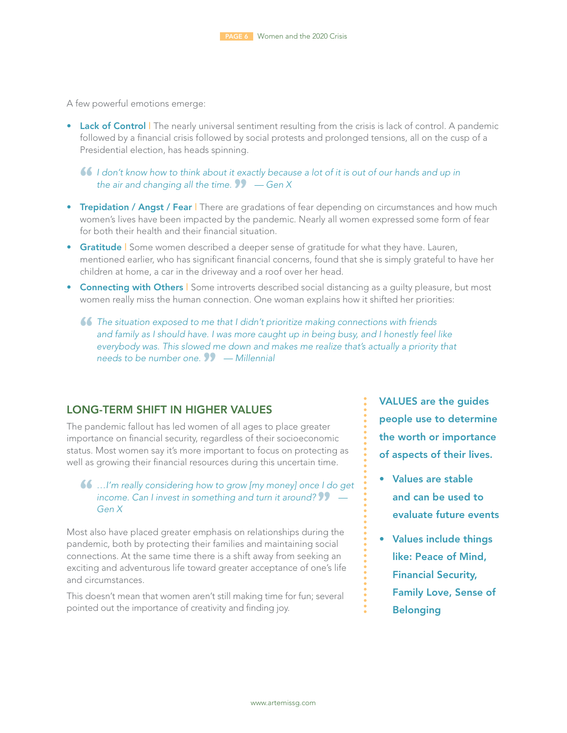A few powerful emotions emerge:

- **Lack of Control** | The nearly universal sentiment resulting from the crisis is lack of control. A pandemic followed by a financial crisis followed by social protests and prolonged tensions, all on the cusp of a Presidential election, has heads spinning.

> *"I don't know how to think about it exactly because a lot of it is out of our hands and up in the air and changing all the time." — Gen X*

- **Trepidation / Angst / Fear** | There are gradations of fear depending on circumstances and how much women's lives have been impacted by the pandemic. Nearly all women expressed some form of fear for both their health and their financial situation.
- **Gratitude** | Some women described a deeper sense of gratitude for what they have. Lauren, mentioned earlier, who has significant financial concerns, found that she is simply grateful to have her children at home, a car in the driveway and a roof over her head.
- **Connecting with Others** | Some introverts described social distancing as a guilty pleasure, but most women really miss the human connection. One woman explains how it shifted her priorities:

> *"The situation exposed to me that I didn't prioritize making connections with friends and family as I should have. I was more caught up in being busy, and I honestly feel like everybody was. This slowed me down and makes me realize that's actually a priority that needs to be number one." — Millennial*

## LONG-TERM SHIFT IN HIGHER VALUES

The pandemic fallout has led women of all ages to place greater importance on financial security, regardless of their socioeconomic status. Most women say it's more important to focus on protecting as well as growing their financial resources during this uncertain time.

> *"…I'm really considering how to grow [my money] once I do get income. Can I invest in something and turn it around?" — Gen X*

Most also have placed greater emphasis on relationships during the pandemic, both by protecting their families and maintaining social connections. At the same time there is a shift away from seeking an exciting and adventurous life toward greater acceptance of one's life and circumstances.

This doesn't mean that women aren't still making time for fun; several pointed out the importance of creativity and finding joy.

**VALUES are the guides people use to determine the worth or importance of aspects of their lives.**

- **Values are stable and can be used to evaluate future events**
- **Values include things like: Peace of Mind, Financial Security, Family Love, Sense of Belonging**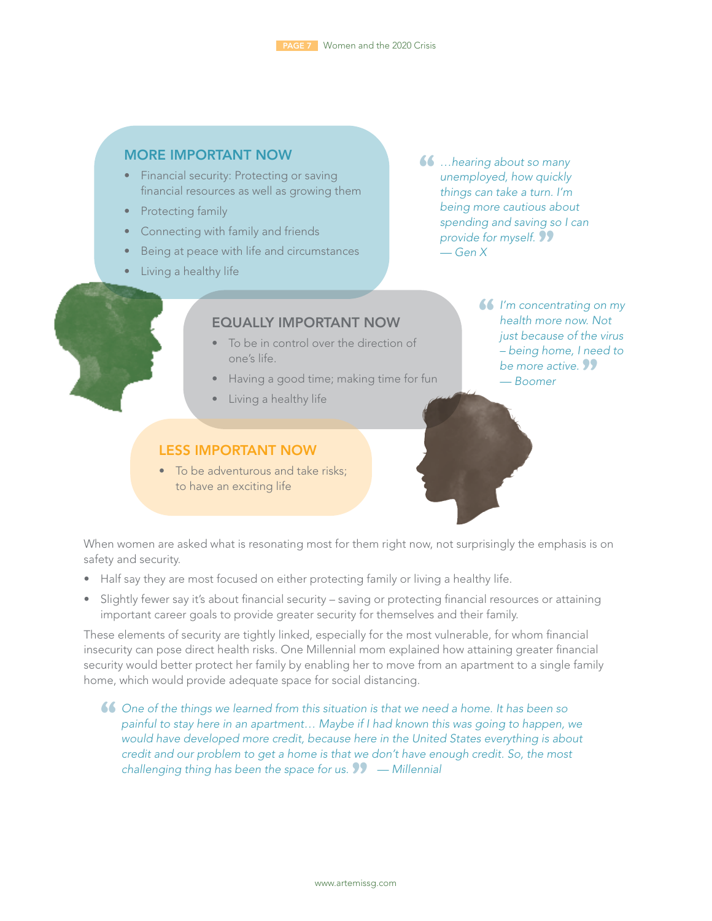## MORE IMPORTANT NOW

- Financial security: Protecting or saving financial resources as well as growing them
- Protecting family
- Connecting with family and friends
- Being at peace with life and circumstances
- Living a healthy life

> *…hearing about so many unemployed, how quickly things can take a turn. I'm being more cautious about spending and saving so I can provide for myself.* — Gen X

## EQUALLY IMPORTANT NOW

- To be in control over the direction of one's life.
- Having a good time; making time for fun
- Living a healthy life

> *I'm concentrating on my health more now. Not just because of the virus – being home, I need to be more active.* — Boomer

## LESS IMPORTANT NOW

- To be adventurous and take risks; to have an exciting life

When women are asked what is resonating most for them right now, not surprisingly the emphasis is on safety and security.

- Half say they are most focused on either protecting family or living a healthy life.
- Slightly fewer say it's about financial security – saving or protecting financial resources or attaining important career goals to provide greater security for themselves and their family.

These elements of security are tightly linked, especially for the most vulnerable, for whom financial insecurity can pose direct health risks. One Millennial mom explained how attaining greater financial security would better protect her family by enabling her to move from an apartment to a single family home, which would provide adequate space for social distancing.

> *One of the things we learned from this situation is that we need a home. It has been so painful to stay here in an apartment… Maybe if I had known this was going to happen, we would have developed more credit, because here in the United States everything is about credit and our problem to get a home is that we don't have enough credit. So, the most challenging thing has been the space for us.* — Millennial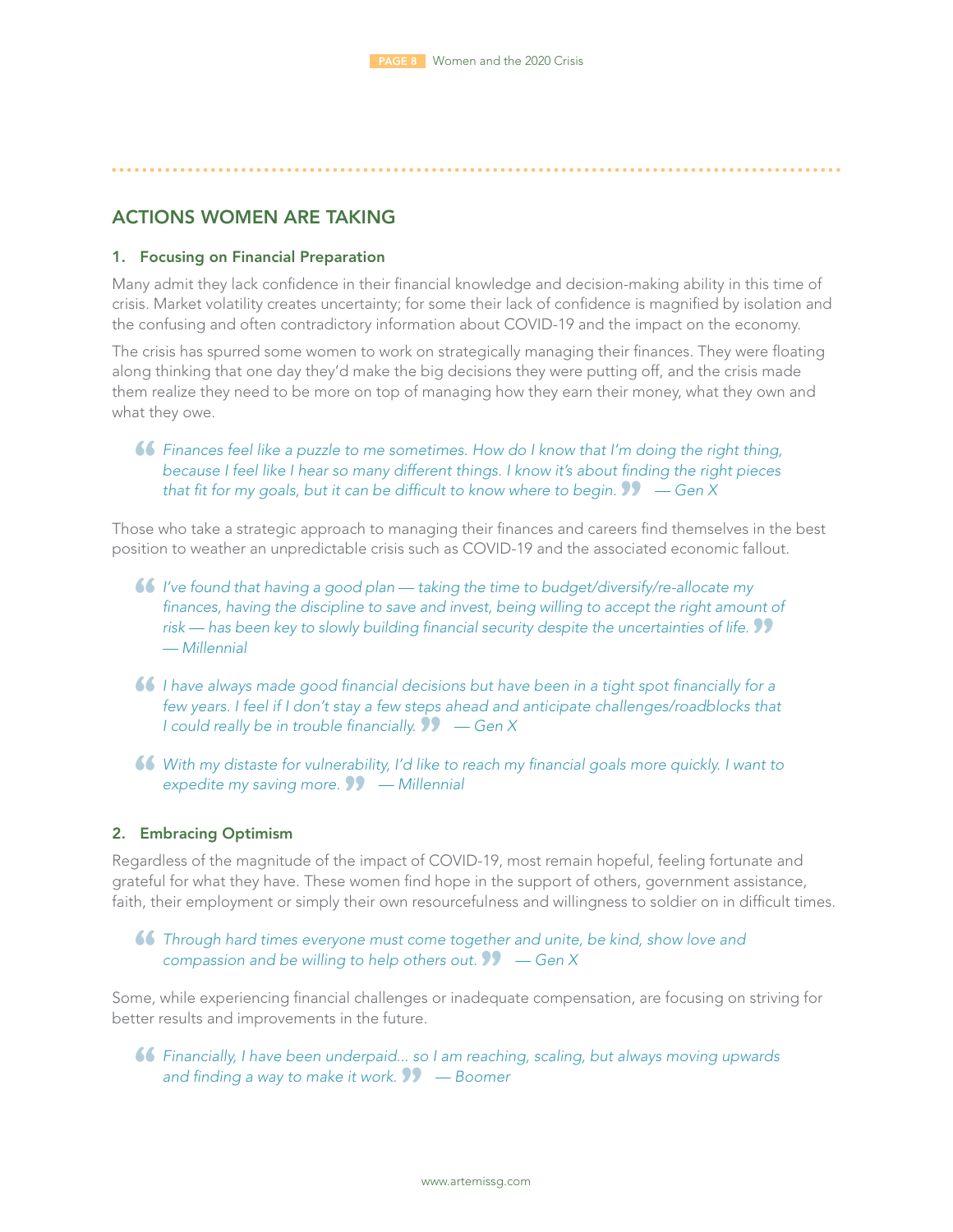## ACTIONS WOMEN ARE TAKING

### 1. Focusing on Financial Preparation

Many admit they lack confidence in their financial knowledge and decision-making ability in this time of crisis. Market volatility creates uncertainty; for some their lack of confidence is magnified by isolation and the confusing and often contradictory information about COVID-19 and the impact on the economy.

The crisis has spurred some women to work on strategically managing their finances. They were floating along thinking that one day they'd make the big decisions they were putting off, and the crisis made them realize they need to be more on top of managing how they earn their money, what they own and what they owe.

> *"Finances feel like a puzzle to me sometimes. How do I know that I'm doing the right thing, because I feel like I hear so many different things. I know it's about finding the right pieces that fit for my goals, but it can be difficult to know where to begin."* — Gen X

Those who take a strategic approach to managing their finances and careers find themselves in the best position to weather an unpredictable crisis such as COVID-19 and the associated economic fallout.

> *"I've found that having a good plan — taking the time to budget/diversify/re-allocate my finances, having the discipline to save and invest, being willing to accept the right amount of risk — has been key to slowly building financial security despite the uncertainties of life."* — Millennial

> *"I have always made good financial decisions but have been in a tight spot financially for a few years. I feel if I don't stay a few steps ahead and anticipate challenges/roadblocks that I could really be in trouble financially."* — Gen X

> *"With my distaste for vulnerability, I'd like to reach my financial goals more quickly. I want to expedite my saving more."* — Millennial

### 2. Embracing Optimism

Regardless of the magnitude of the impact of COVID-19, most remain hopeful, feeling fortunate and grateful for what they have. These women find hope in the support of others, government assistance, faith, their employment or simply their own resourcefulness and willingness to soldier on in difficult times.

> *"Through hard times everyone must come together and unite, be kind, show love and compassion and be willing to help others out."* — Gen X

Some, while experiencing financial challenges or inadequate compensation, are focusing on striving for better results and improvements in the future.

> *"Financially, I have been underpaid... so I am reaching, scaling, but always moving upwards and finding a way to make it work."* — Boomer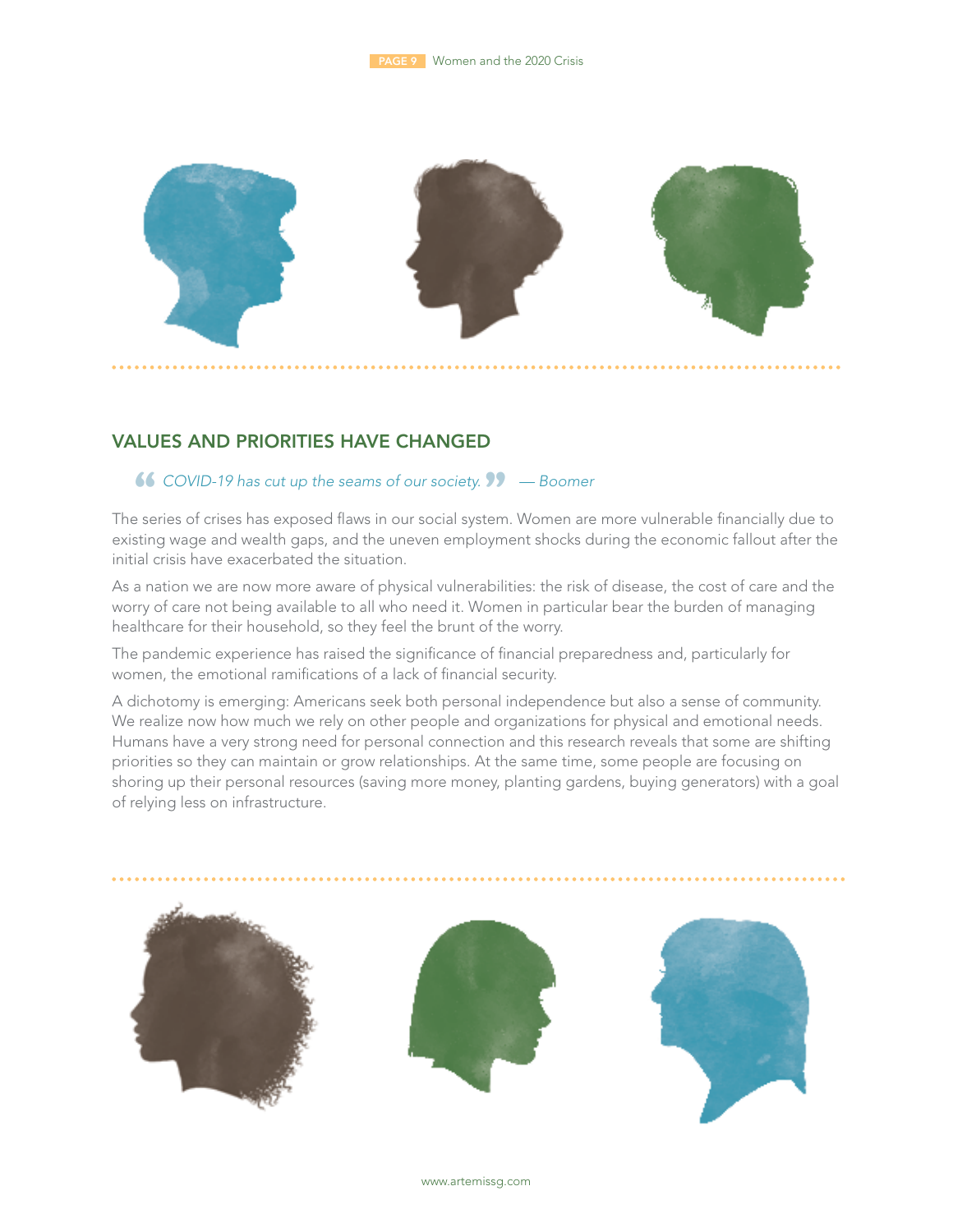## VALUES AND PRIORITIES HAVE CHANGED

> *"COVID-19 has cut up the seams of our society."* — Boomer

The series of crises has exposed flaws in our social system. Women are more vulnerable financially due to existing wage and wealth gaps, and the uneven employment shocks during the economic fallout after the initial crisis have exacerbated the situation.

As a nation we are now more aware of physical vulnerabilities: the risk of disease, the cost of care and the worry of care not being available to all who need it. Women in particular bear the burden of managing healthcare for their household, so they feel the brunt of the worry.

The pandemic experience has raised the significance of financial preparedness and, particularly for women, the emotional ramifications of a lack of financial security.

A dichotomy is emerging: Americans seek both personal independence but also a sense of community. We realize now how much we rely on other people and organizations for physical and emotional needs. Humans have a very strong need for personal connection and this research reveals that some are shifting priorities so they can maintain or grow relationships. At the same time, some people are focusing on shoring up their personal resources (saving more money, planting gardens, buying generators) with a goal of relying less on infrastructure.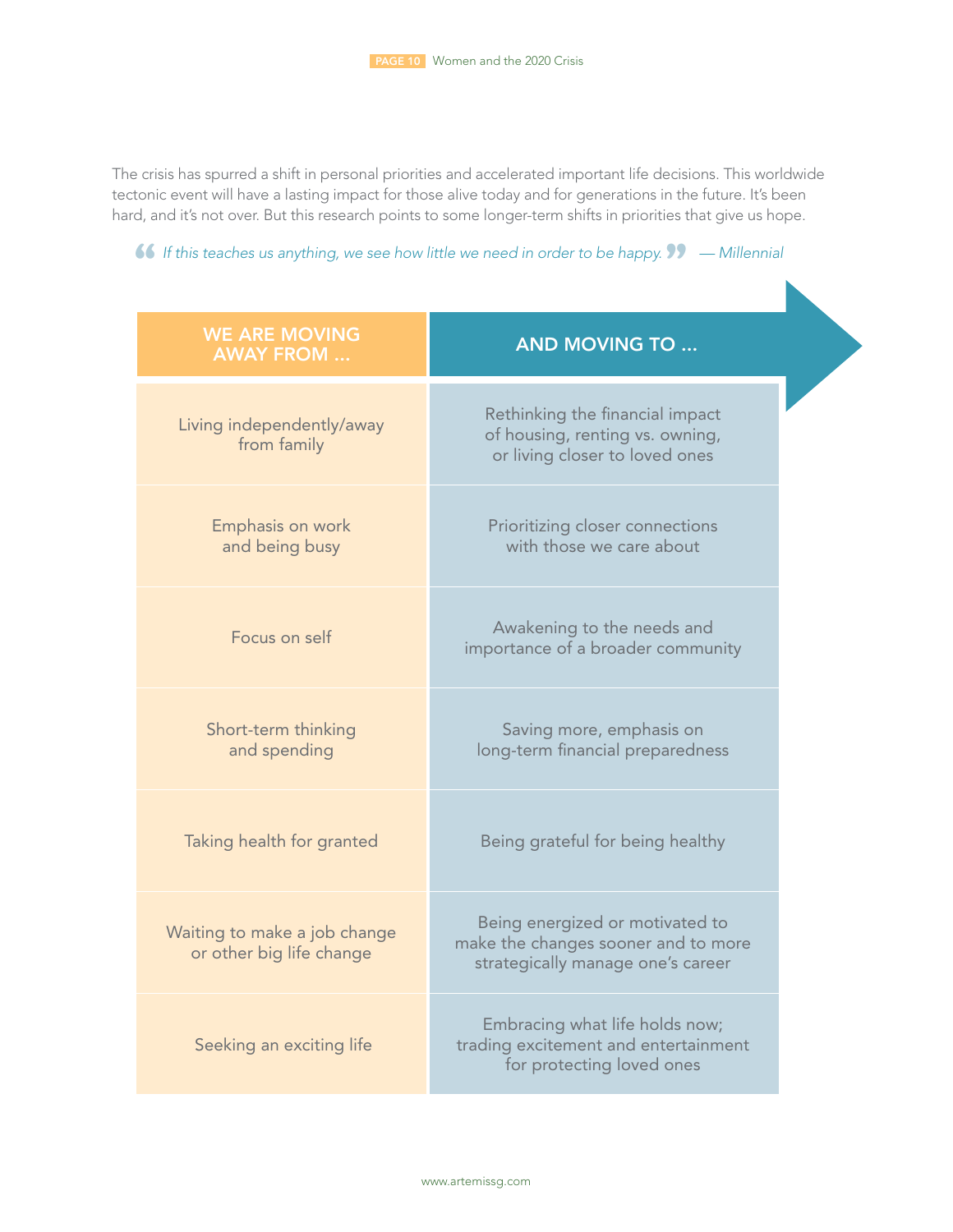The crisis has spurred a shift in personal priorities and accelerated important life decisions. This worldwide tectonic event will have a lasting impact for those alive today and for generations in the future. It's been hard, and it's not over. But this research points to some longer-term shifts in priorities that give us hope.

> *"If this teaches us anything, we see how little we need in order to be happy."* — *Millennial*

| WE ARE MOVING AWAY FROM ... | AND MOVING TO ... |
|---|---|
| Living independently/away from family | Rethinking the financial impact of housing, renting vs. owning, or living closer to loved ones |
| Emphasis on work and being busy | Prioritizing closer connections with those we care about |
| Focus on self | Awakening to the needs and importance of a broader community |
| Short-term thinking and spending | Saving more, emphasis on long-term financial preparedness |
| Taking health for granted | Being grateful for being healthy |
| Waiting to make a job change or other big life change | Being energized or motivated to make the changes sooner and to more strategically manage one's career |
| Seeking an exciting life | Embracing what life holds now; trading excitement and entertainment for protecting loved ones |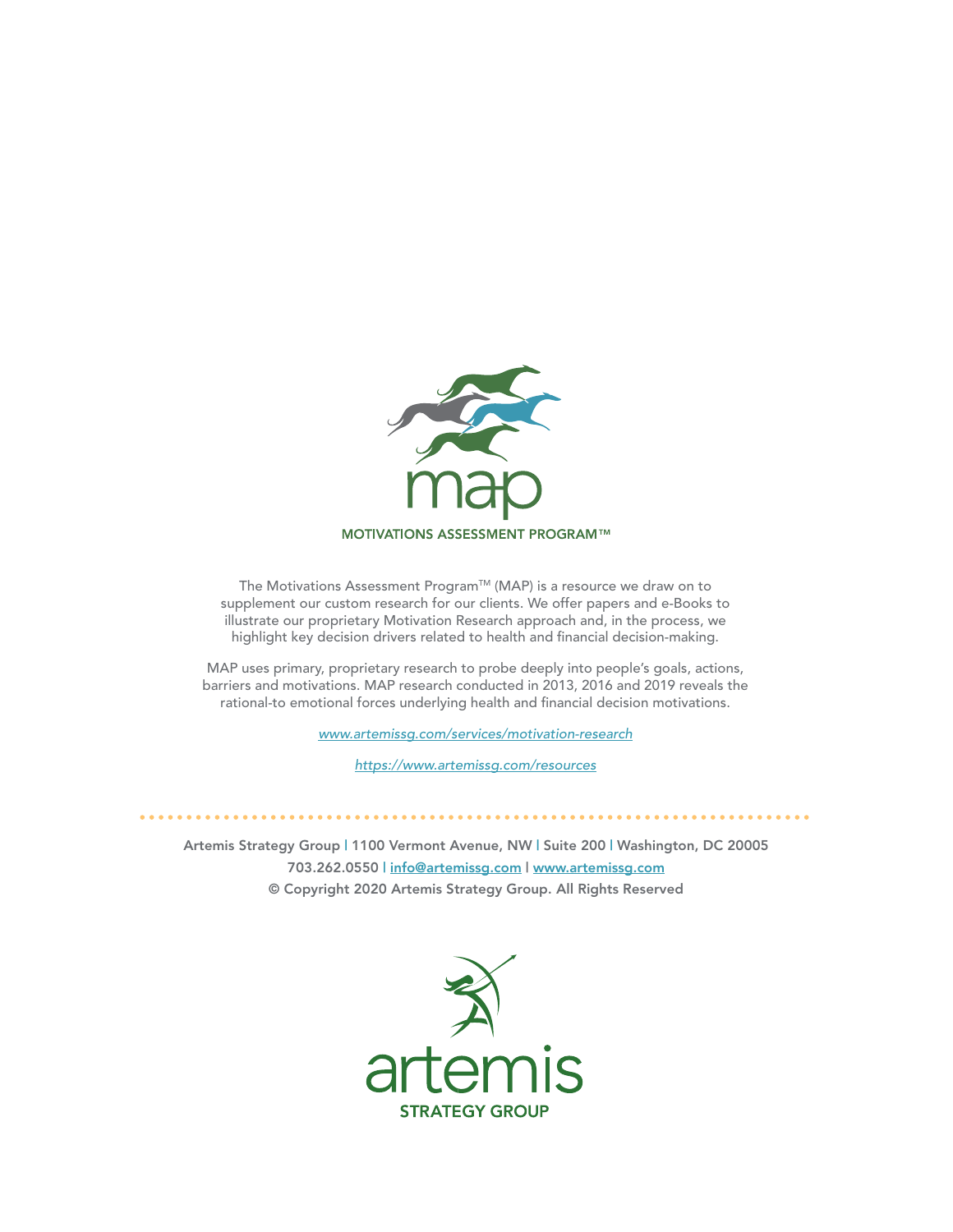map

MOTIVATIONS ASSESSMENT PROGRAM™

The Motivations Assessment Program™ (MAP) is a resource we draw on to supplement our custom research for our clients. We offer papers and e-Books to illustrate our proprietary Motivation Research approach and, in the process, we highlight key decision drivers related to health and financial decision-making.

MAP uses primary, proprietary research to probe deeply into people's goals, actions, barriers and motivations. MAP research conducted in 2013, 2016 and 2019 reveals the rational-to emotional forces underlying health and financial decision motivations.

*www.artemissg.com/services/motivation-research*

*https://www.artemissg.com/resources*

**Artemis Strategy Group | 1100 Vermont Avenue, NW | Suite 200 | Washington, DC 20005**

**703.262.0550 | info@artemissg.com | www.artemissg.com**

**© Copyright 2020 Artemis Strategy Group. All Rights Reserved**

artemis

STRATEGY GROUP